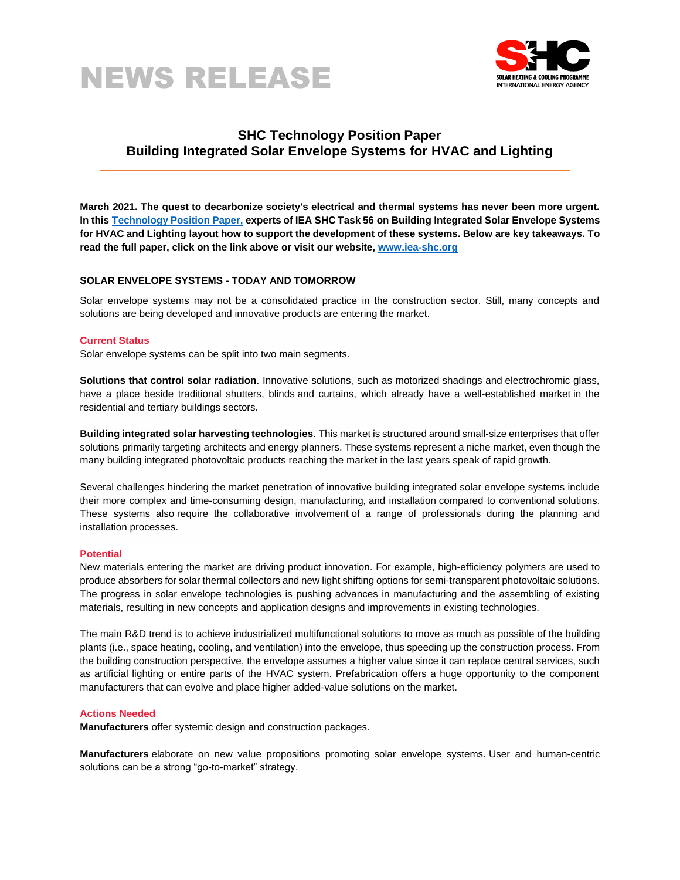# NEWS RELEASE

## SHC Technology Position Paper
## Building Integrated Solar Envelope Systems for HVAC and Lighting

**March 2021. The quest to decarbonize society's electrical and thermal systems has never been more urgent. In this Technology Position Paper, experts of IEA SHC Task 56 on Building Integrated Solar Envelope Systems for HVAC and Lighting layout how to support the development of these systems. Below are key takeaways. To read the full paper, click on the link above or visit our website, www.iea-shc.org**

### SOLAR ENVELOPE SYSTEMS - TODAY AND TOMORROW

Solar envelope systems may not be a consolidated practice in the construction sector. Still, many concepts and solutions are being developed and innovative products are entering the market.

#### Current Status

Solar envelope systems can be split into two main segments.

**Solutions that control solar radiation**. Innovative solutions, such as motorized shadings and electrochromic glass, have a place beside traditional shutters, blinds and curtains, which already have a well-established market in the residential and tertiary buildings sectors.

**Building integrated solar harvesting technologies**. This market is structured around small-size enterprises that offer solutions primarily targeting architects and energy planners. These systems represent a niche market, even though the many building integrated photovoltaic products reaching the market in the last years speak of rapid growth.

Several challenges hindering the market penetration of innovative building integrated solar envelope systems include their more complex and time-consuming design, manufacturing, and installation compared to conventional solutions. These systems also require the collaborative involvement of a range of professionals during the planning and installation processes.

#### Potential

New materials entering the market are driving product innovation. For example, high-efficiency polymers are used to produce absorbers for solar thermal collectors and new light shifting options for semi-transparent photovoltaic solutions. The progress in solar envelope technologies is pushing advances in manufacturing and the assembling of existing materials, resulting in new concepts and application designs and improvements in existing technologies.

The main R&D trend is to achieve industrialized multifunctional solutions to move as much as possible of the building plants (i.e., space heating, cooling, and ventilation) into the envelope, thus speeding up the construction process. From the building construction perspective, the envelope assumes a higher value since it can replace central services, such as artificial lighting or entire parts of the HVAC system. Prefabrication offers a huge opportunity to the component manufacturers that can evolve and place higher added-value solutions on the market.

#### Actions Needed

**Manufacturers** offer systemic design and construction packages.

**Manufacturers** elaborate on new value propositions promoting solar envelope systems. User and human-centric solutions can be a strong "go-to-market" strategy.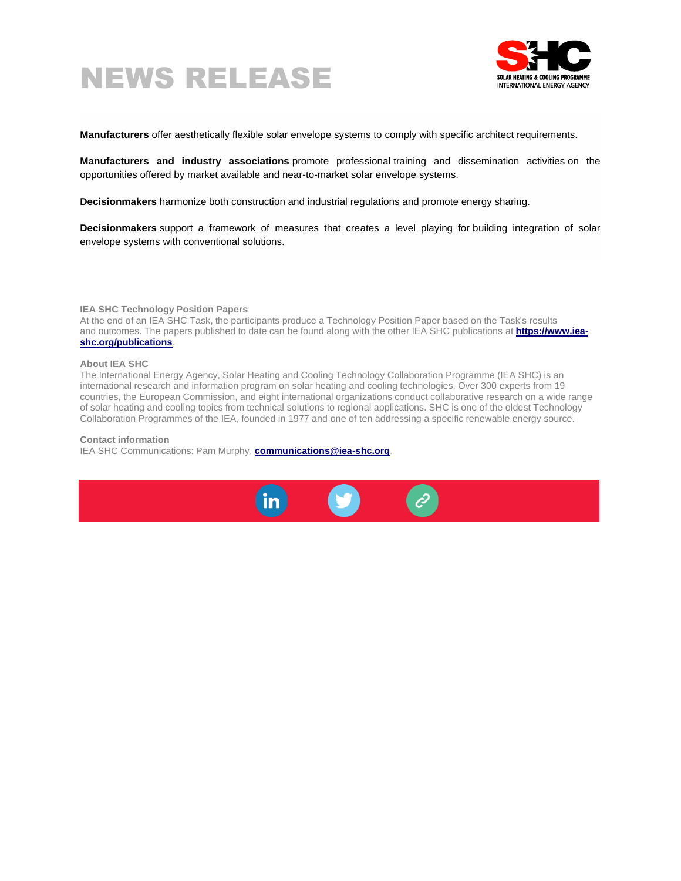# NEWS RELEASE

**Manufacturers** offer aesthetically flexible solar envelope systems to comply with specific architect requirements.

**Manufacturers and industry associations** promote professional training and dissemination activities on the opportunities offered by market available and near-to-market solar envelope systems.

**Decisionmakers** harmonize both construction and industrial regulations and promote energy sharing.

**Decisionmakers** support a framework of measures that creates a level playing for building integration of solar envelope systems with conventional solutions.

**IEA SHC Technology Position Papers**
At the end of an IEA SHC Task, the participants produce a Technology Position Paper based on the Task's results and outcomes. The papers published to date can be found along with the other IEA SHC publications at **https://www.iea-shc.org/publications**.

**About IEA SHC**
The International Energy Agency, Solar Heating and Cooling Technology Collaboration Programme (IEA SHC) is an international research and information program on solar heating and cooling technologies. Over 300 experts from 19 countries, the European Commission, and eight international organizations conduct collaborative research on a wide range of solar heating and cooling topics from technical solutions to regional applications. SHC is one of the oldest Technology Collaboration Programmes of the IEA, founded in 1977 and one of ten addressing a specific renewable energy source.

**Contact information**
IEA SHC Communications: Pam Murphy, **communications@iea-shc.org**